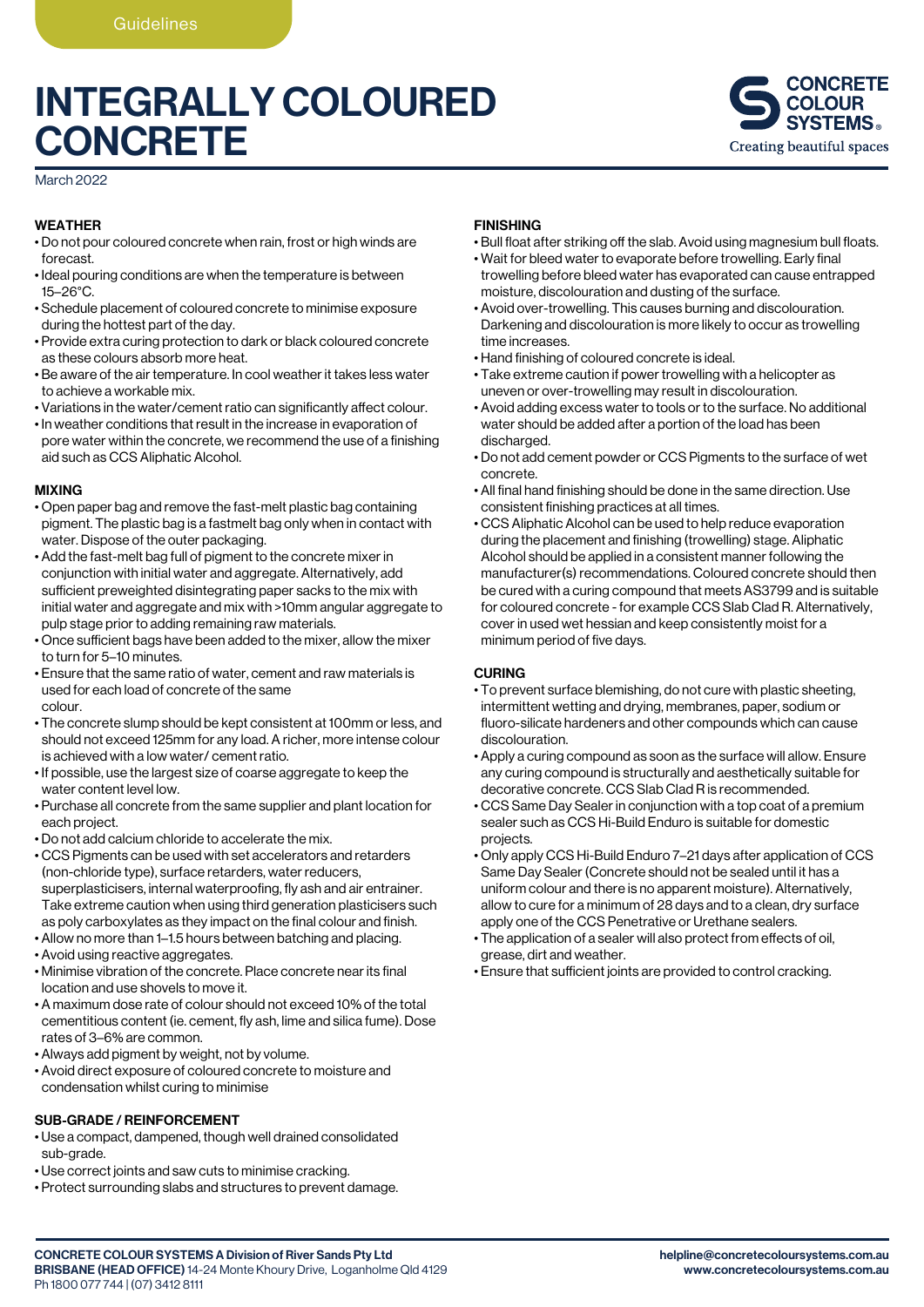Guidelines

# INTEGRALLY COLOURED CONCRETE

CONCRETE COLOUR SYSTEMS® Creating beautiful spaces

March 2022

## WEATHER

- Do not pour coloured concrete when rain, frost or high winds are forecast.
- Ideal pouring conditions are when the temperature is between 15–26°C.
- Schedule placement of coloured concrete to minimise exposure during the hottest part of the day.
- Provide extra curing protection to dark or black coloured concrete as these colours absorb more heat.
- Be aware of the air temperature. In cool weather it takes less water to achieve a workable mix.
- Variations in the water/cement ratio can significantly affect colour.
- In weather conditions that result in the increase in evaporation of pore water within the concrete, we recommend the use of a finishing aid such as CCS Aliphatic Alcohol.

## MIXING

- Open paper bag and remove the fast-melt plastic bag containing pigment. The plastic bag is a fastmelt bag only when in contact with water. Dispose of the outer packaging.
- Add the fast-melt bag full of pigment to the concrete mixer in conjunction with initial water and aggregate. Alternatively, add sufficient preweighted disintegrating paper sacks to the mix with initial water and aggregate and mix with >10mm angular aggregate to pulp stage prior to adding remaining raw materials.
- Once sufficient bags have been added to the mixer, allow the mixer to turn for 5–10 minutes.
- Ensure that the same ratio of water, cement and raw materials is used for each load of concrete of the same colour.
- The concrete slump should be kept consistent at 100mm or less, and should not exceed 125mm for any load. A richer, more intense colour is achieved with a low water/ cement ratio.
- If possible, use the largest size of coarse aggregate to keep the water content level low.
- Purchase all concrete from the same supplier and plant location for each project.
- Do not add calcium chloride to accelerate the mix.
- CCS Pigments can be used with set accelerators and retarders (non-chloride type), surface retarders, water reducers, superplasticisers, internal waterproofing, fly ash and air entrainer. Take extreme caution when using third generation plasticisers such as poly carboxylates as they impact on the final colour and finish.
- Allow no more than 1–1.5 hours between batching and placing.
- Avoid using reactive aggregates.
- Minimise vibration of the concrete. Place concrete near its final location and use shovels to move it.
- A maximum dose rate of colour should not exceed 10% of the total cementitious content (ie. cement, fly ash, lime and silica fume). Dose rates of 3–6% are common.
- Always add pigment by weight, not by volume.
- Avoid direct exposure of coloured concrete to moisture and condensation whilst curing to minimise

## SUB-GRADE / REINFORCEMENT

- Use a compact, dampened, though well drained consolidated sub-grade.
- Use correct joints and saw cuts to minimise cracking.
- Protect surrounding slabs and structures to prevent damage.

## FINISHING

- Bull float after striking off the slab. Avoid using magnesium bull floats.
- Wait for bleed water to evaporate before trowelling. Early final trowelling before bleed water has evaporated can cause entrapped moisture, discolouration and dusting of the surface.
- Avoid over-trowelling. This causes burning and discolouration. Darkening and discolouration is more likely to occur as trowelling time increases.
- Hand finishing of coloured concrete is ideal.
- Take extreme caution if power trowelling with a helicopter as uneven or over-trowelling may result in discolouration.
- Avoid adding excess water to tools or to the surface. No additional water should be added after a portion of the load has been discharged.
- Do not add cement powder or CCS Pigments to the surface of wet concrete.
- All final hand finishing should be done in the same direction. Use consistent finishing practices at all times.
- CCS Aliphatic Alcohol can be used to help reduce evaporation during the placement and finishing (trowelling) stage. Aliphatic Alcohol should be applied in a consistent manner following the manufacturer(s) recommendations. Coloured concrete should then be cured with a curing compound that meets AS3799 and is suitable for coloured concrete - for example CCS Slab Clad R. Alternatively, cover in used wet hessian and keep consistently moist for a minimum period of five days.

## CURING

- To prevent surface blemishing, do not cure with plastic sheeting, intermittent wetting and drying, membranes, paper, sodium or fluoro-silicate hardeners and other compounds which can cause discolouration.
- Apply a curing compound as soon as the surface will allow. Ensure any curing compound is structurally and aesthetically suitable for decorative concrete. CCS Slab Clad R is recommended.
- CCS Same Day Sealer in conjunction with a top coat of a premium sealer such as CCS Hi-Build Enduro is suitable for domestic projects.
- Only apply CCS Hi-Build Enduro 7–21 days after application of CCS Same Day Sealer (Concrete should not be sealed until it has a uniform colour and there is no apparent moisture). Alternatively, allow to cure for a minimum of 28 days and to a clean, dry surface apply one of the CCS Penetrative or Urethane sealers.
- The application of a sealer will also protect from effects of oil, grease, dirt and weather.
- Ensure that sufficient joints are provided to control cracking.

**CONCRETE COLOUR SYSTEMS A Division of River Sands Pty Ltd**
**BRISBANE (HEAD OFFICE)** 14-24 Monte Khoury Drive, Loganholme Qld 4129
Ph 1800 077 744 | (07) 3412 8111

**helpline@concretecoloursystems.com.au**
**www.concretecoloursystems.com.au**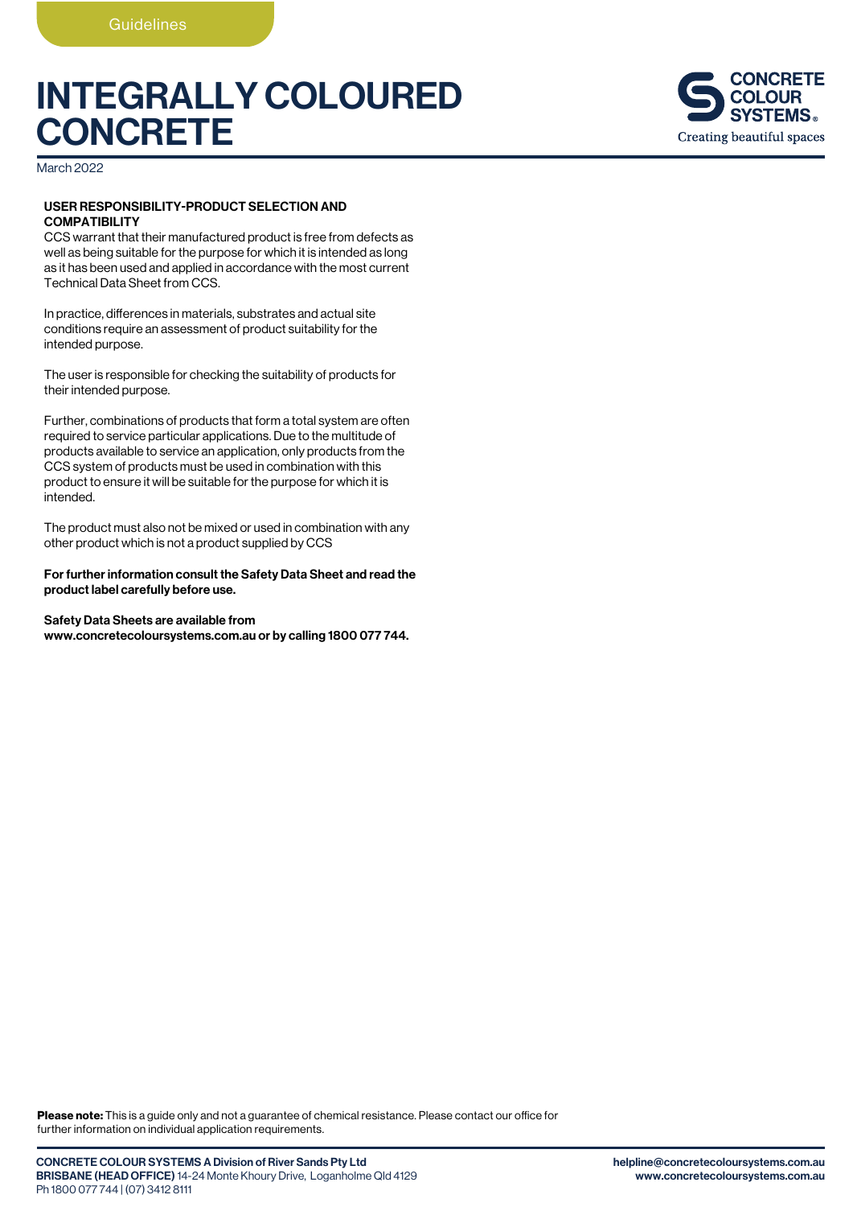# INTEGRALLY COLOURED CONCRETE

March 2022

**USER RESPONSIBILITY-PRODUCT SELECTION AND COMPATIBILITY**

CCS warrant that their manufactured product is free from defects as well as being suitable for the purpose for which it is intended as long as it has been used and applied in accordance with the most current Technical Data Sheet from CCS.

In practice, differences in materials, substrates and actual site conditions require an assessment of product suitability for the intended purpose.

The user is responsible for checking the suitability of products for their intended purpose.

Further, combinations of products that form a total system are often required to service particular applications. Due to the multitude of products available to service an application, only products from the CCS system of products must be used in combination with this product to ensure it will be suitable for the purpose for which it is intended.

The product must also not be mixed or used in combination with any other product which is not a product supplied by CCS

**For further information consult the Safety Data Sheet and read the product label carefully before use.**

**Safety Data Sheets are available from www.concretecoloursystems.com.au or by calling 1800 077 744.**

**Please note:** This is a guide only and not a guarantee of chemical resistance. Please contact our office for further information on individual application requirements.

**CONCRETE COLOUR SYSTEMS A Division of River Sands Pty Ltd**
**BRISBANE (HEAD OFFICE)** 14-24 Monte Khoury Drive, Loganholme Qld 4129
Ph 1800 077 744 | (07) 3412 8111

**helpline@concretecoloursystems.com.au**
**www.concretecoloursystems.com.au**